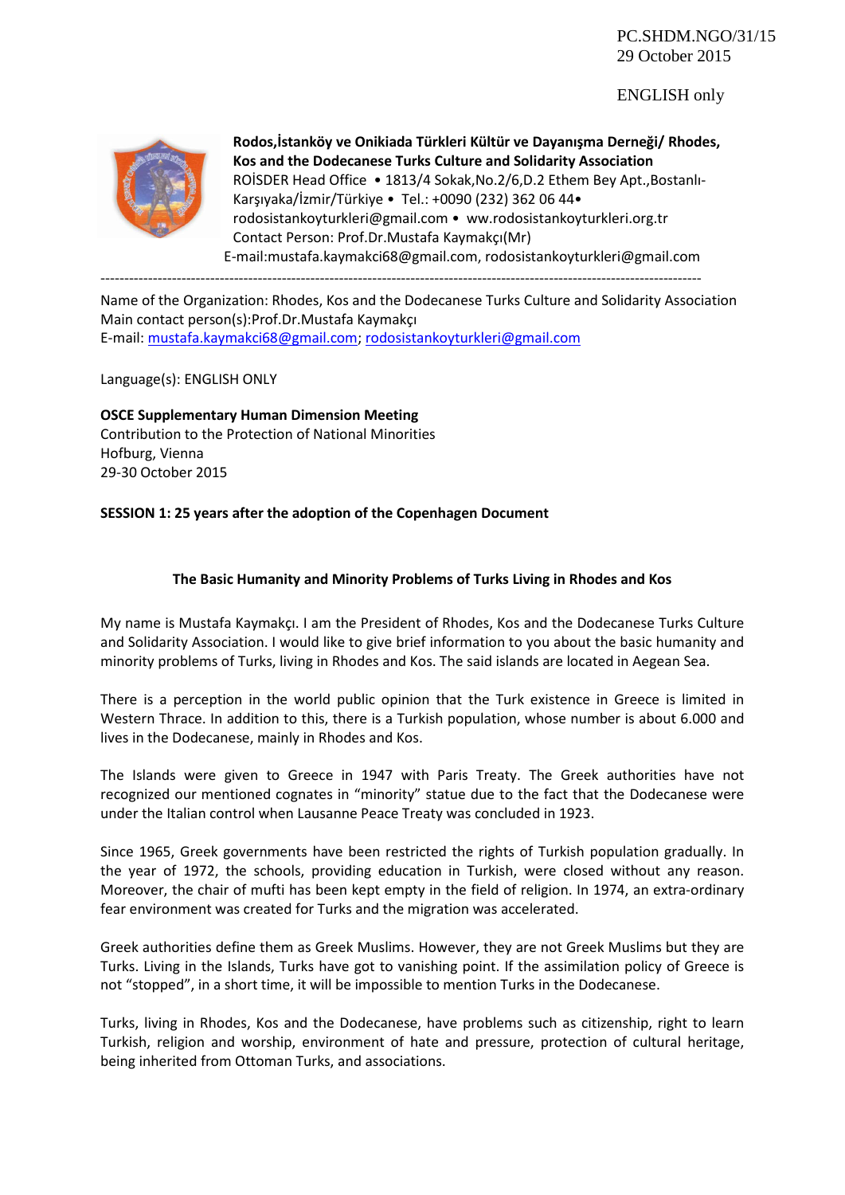PC.SHDM.NGO/31/15
29 October 2015

ENGLISH only

**Rodos,İstanköy ve Onikiada Türkleri Kültür ve Dayanışma Derneği/ Rhodes, Kos and the Dodecanese Turks Culture and Solidarity Association**
ROİSDER Head Office • 1813/4 Sokak,No.2/6,D.2 Ethem Bey Apt.,Bostanlı-Karşıyaka/İzmir/Türkiye • Tel.: +0090 (232) 362 06 44•
rodosistankoyturkleri@gmail.com • ww.rodosistankoyturkleri.org.tr
Contact Person: Prof.Dr.Mustafa Kaymakçı(Mr)
E-mail:mustafa.kaymakci68@gmail.com, rodosistankoyturkleri@gmail.com

---

Name of the Organization: Rhodes, Kos and the Dodecanese Turks Culture and Solidarity Association
Main contact person(s):Prof.Dr.Mustafa Kaymakçı
E-mail: mustafa.kaymakci68@gmail.com; rodosistankoyturkleri@gmail.com

Language(s): ENGLISH ONLY

**OSCE Supplementary Human Dimension Meeting**
Contribution to the Protection of National Minorities
Hofburg, Vienna
29-30 October 2015

**SESSION 1: 25 years after the adoption of the Copenhagen Document**

## The Basic Humanity and Minority Problems of Turks Living in Rhodes and Kos

My name is Mustafa Kaymakçı. I am the President of Rhodes, Kos and the Dodecanese Turks Culture and Solidarity Association. I would like to give brief information to you about the basic humanity and minority problems of Turks, living in Rhodes and Kos. The said islands are located in Aegean Sea.

There is a perception in the world public opinion that the Turk existence in Greece is limited in Western Thrace. In addition to this, there is a Turkish population, whose number is about 6.000 and lives in the Dodecanese, mainly in Rhodes and Kos.

The Islands were given to Greece in 1947 with Paris Treaty. The Greek authorities have not recognized our mentioned cognates in "minority" statue due to the fact that the Dodecanese were under the Italian control when Lausanne Peace Treaty was concluded in 1923.

Since 1965, Greek governments have been restricted the rights of Turkish population gradually. In the year of 1972, the schools, providing education in Turkish, were closed without any reason. Moreover, the chair of mufti has been kept empty in the field of religion. In 1974, an extra-ordinary fear environment was created for Turks and the migration was accelerated.

Greek authorities define them as Greek Muslims. However, they are not Greek Muslims but they are Turks. Living in the Islands, Turks have got to vanishing point. If the assimilation policy of Greece is not "stopped", in a short time, it will be impossible to mention Turks in the Dodecanese.

Turks, living in Rhodes, Kos and the Dodecanese, have problems such as citizenship, right to learn Turkish, religion and worship, environment of hate and pressure, protection of cultural heritage, being inherited from Ottoman Turks, and associations.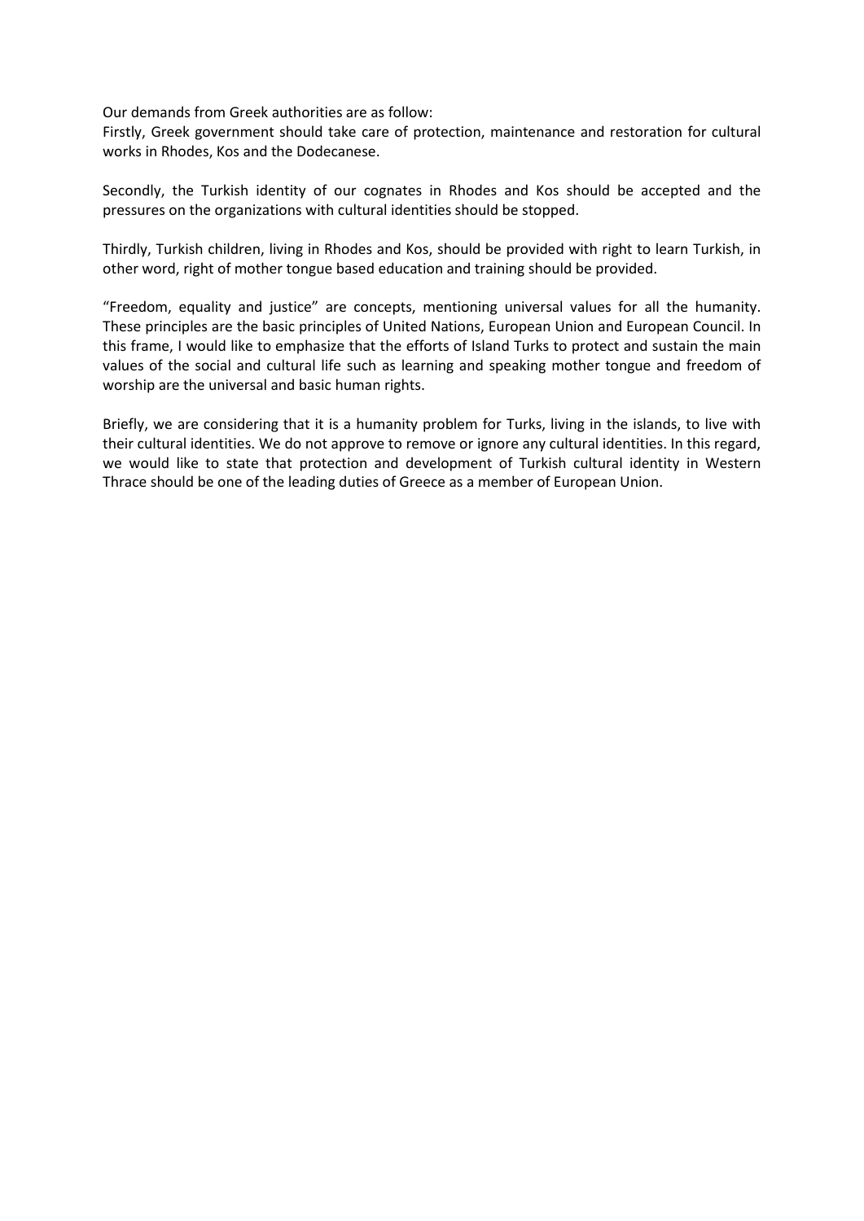Our demands from Greek authorities are as follow:
Firstly, Greek government should take care of protection, maintenance and restoration for cultural works in Rhodes, Kos and the Dodecanese.

Secondly, the Turkish identity of our cognates in Rhodes and Kos should be accepted and the pressures on the organizations with cultural identities should be stopped.

Thirdly, Turkish children, living in Rhodes and Kos, should be provided with right to learn Turkish, in other word, right of mother tongue based education and training should be provided.

"Freedom, equality and justice" are concepts, mentioning universal values for all the humanity. These principles are the basic principles of United Nations, European Union and European Council. In this frame, I would like to emphasize that the efforts of Island Turks to protect and sustain the main values of the social and cultural life such as learning and speaking mother tongue and freedom of worship are the universal and basic human rights.

Briefly, we are considering that it is a humanity problem for Turks, living in the islands, to live with their cultural identities. We do not approve to remove or ignore any cultural identities. In this regard, we would like to state that protection and development of Turkish cultural identity in Western Thrace should be one of the leading duties of Greece as a member of European Union.